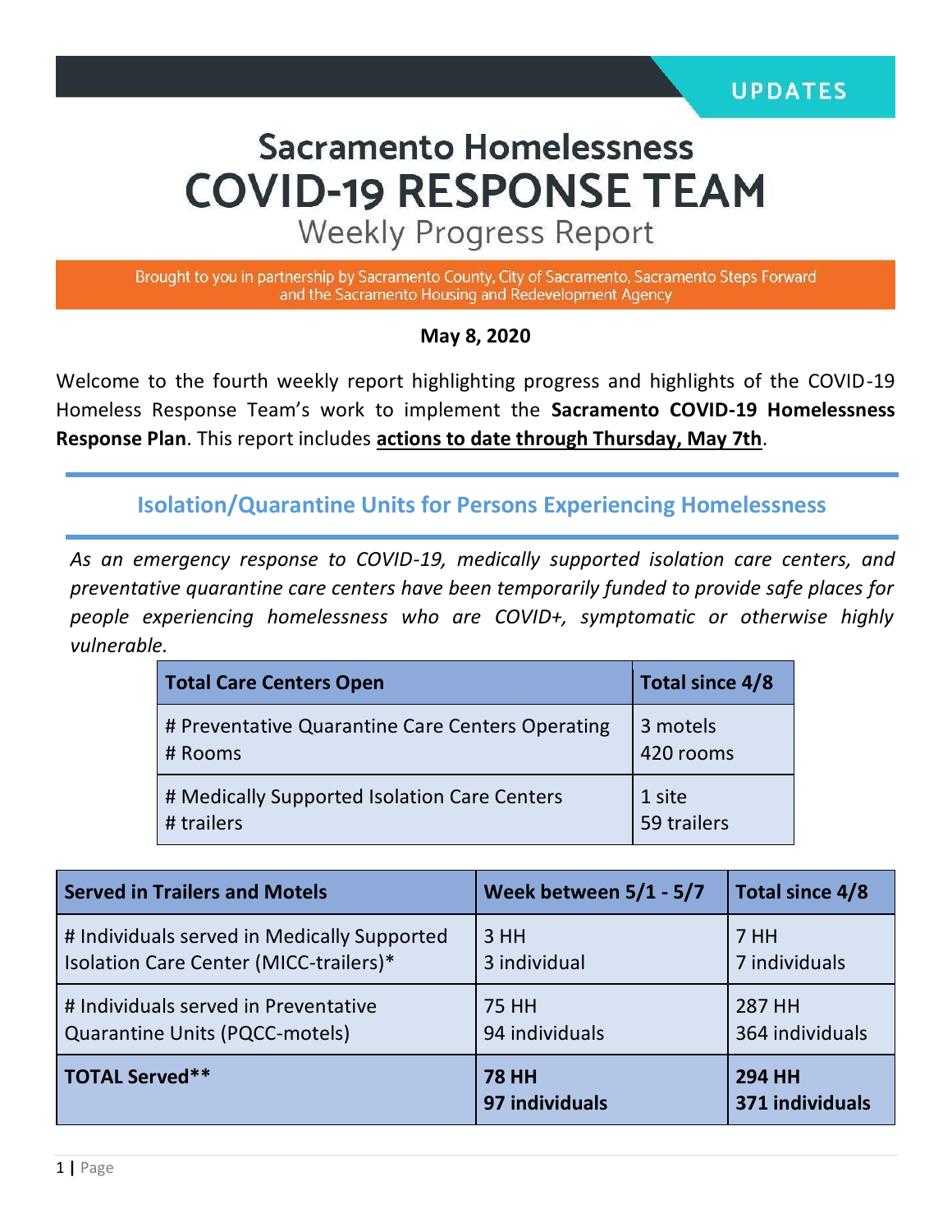UPDATES

# Sacramento Homelessness COVID-19 RESPONSE TEAM

## Weekly Progress Report

Brought to you in partnership by Sacramento County, City of Sacramento, Sacramento Steps Forward and the Sacramento Housing and Redevelopment Agency

**May 8, 2020**

Welcome to the fourth weekly report highlighting progress and highlights of the COVID-19 Homeless Response Team's work to implement the **Sacramento COVID-19 Homelessness Response Plan**. This report includes **actions to date through Thursday, May 7th**.

## Isolation/Quarantine Units for Persons Experiencing Homelessness

*As an emergency response to COVID-19, medically supported isolation care centers, and preventative quarantine care centers have been temporarily funded to provide safe places for people experiencing homelessness who are COVID+, symptomatic or otherwise highly vulnerable.*

| Total Care Centers Open | Total since 4/8 |
|---|---|
| # Preventative Quarantine Care Centers Operating<br># Rooms | 3 motels<br>420 rooms |
| # Medically Supported Isolation Care Centers<br># trailers | 1 site<br>59 trailers |

| Served in Trailers and Motels | Week between 5/1 - 5/7 | Total since 4/8 |
|---|---|---|
| # Individuals served in Medically Supported Isolation Care Center (MICC-trailers)* | 3 HH<br>3 individual | 7 HH<br>7 individuals |
| # Individuals served in Preventative Quarantine Units (PQCC-motels) | 75 HH<br>94 individuals | 287 HH<br>364 individuals |
| **TOTAL Served**** | **78 HH**<br>**97 individuals** | **294 HH**<br>**371 individuals** |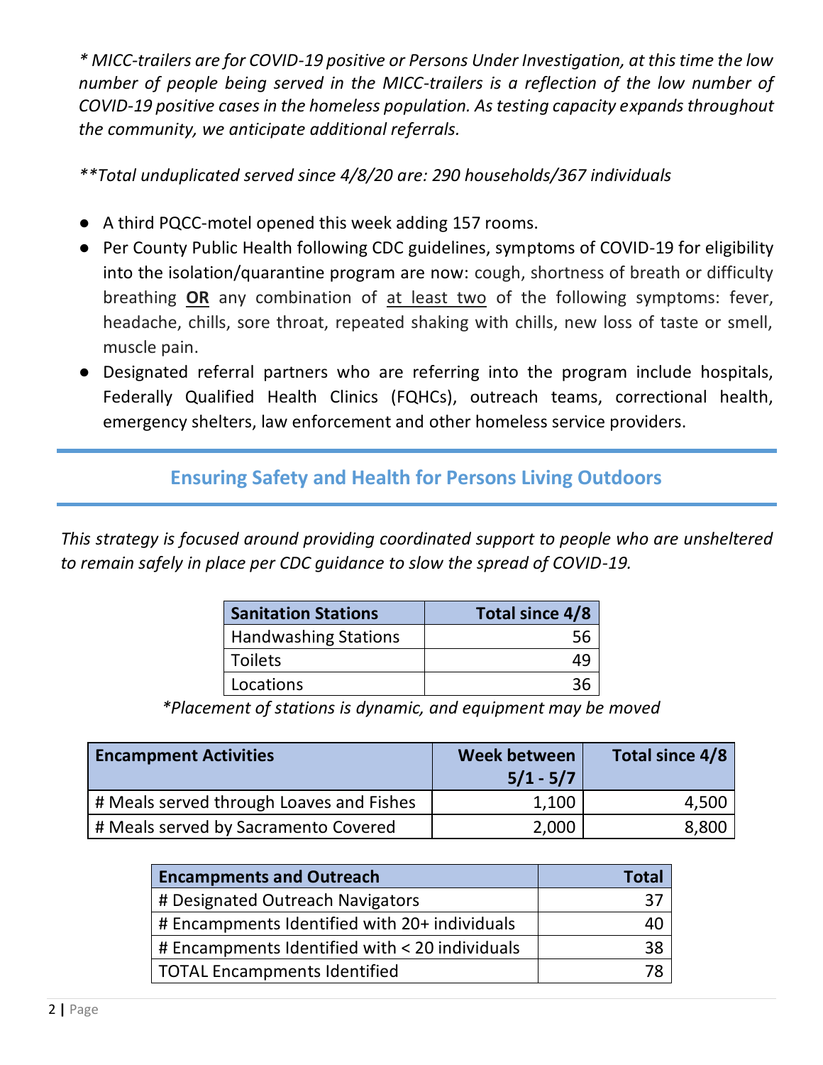*\* MICC-trailers are for COVID-19 positive or Persons Under Investigation, at this time the low number of people being served in the MICC-trailers is a reflection of the low number of COVID-19 positive cases in the homeless population. As testing capacity expands throughout the community, we anticipate additional referrals.*

*\*\*Total unduplicated served since 4/8/20 are: 290 households/367 individuals*

- A third PQCC-motel opened this week adding 157 rooms.
- Per County Public Health following CDC guidelines, symptoms of COVID-19 for eligibility into the isolation/quarantine program are now: cough, shortness of breath or difficulty breathing **OR** any combination of <u>at least two</u> of the following symptoms: fever, headache, chills, sore throat, repeated shaking with chills, new loss of taste or smell, muscle pain.
- Designated referral partners who are referring into the program include hospitals, Federally Qualified Health Clinics (FQHCs), outreach teams, correctional health, emergency shelters, law enforcement and other homeless service providers.

## Ensuring Safety and Health for Persons Living Outdoors

*This strategy is focused around providing coordinated support to people who are unsheltered to remain safely in place per CDC guidance to slow the spread of COVID-19.*

| Sanitation Stations | Total since 4/8 |
|---|---:|
| Handwashing Stations | 56 |
| Toilets | 49 |
| Locations | 36 |

*\*Placement of stations is dynamic, and equipment may be moved*

| Encampment Activities | Week between 5/1 - 5/7 | Total since 4/8 |
|---|---:|---:|
| # Meals served through Loaves and Fishes | 1,100 | 4,500 |
| # Meals served by Sacramento Covered | 2,000 | 8,800 |

| Encampments and Outreach | Total |
|---|---:|
| # Designated Outreach Navigators | 37 |
| # Encampments Identified with 20+ individuals | 40 |
| # Encampments Identified with < 20 individuals | 38 |
| TOTAL Encampments Identified | 78 |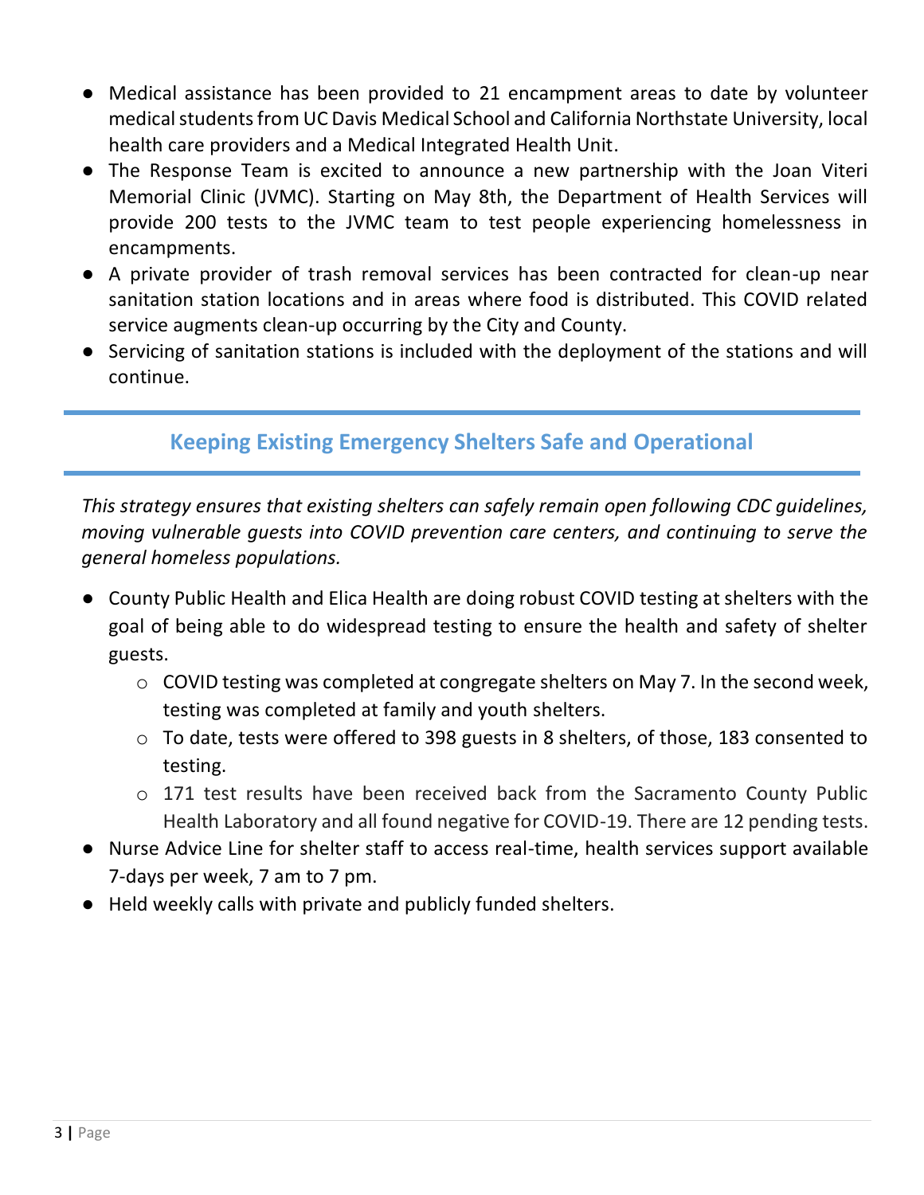- Medical assistance has been provided to 21 encampment areas to date by volunteer medical students from UC Davis Medical School and California Northstate University, local health care providers and a Medical Integrated Health Unit.
- The Response Team is excited to announce a new partnership with the Joan Viteri Memorial Clinic (JVMC). Starting on May 8th, the Department of Health Services will provide 200 tests to the JVMC team to test people experiencing homelessness in encampments.
- A private provider of trash removal services has been contracted for clean-up near sanitation station locations and in areas where food is distributed. This COVID related service augments clean-up occurring by the City and County.
- Servicing of sanitation stations is included with the deployment of the stations and will continue.

## Keeping Existing Emergency Shelters Safe and Operational

*This strategy ensures that existing shelters can safely remain open following CDC guidelines, moving vulnerable guests into COVID prevention care centers, and continuing to serve the general homeless populations.*

- County Public Health and Elica Health are doing robust COVID testing at shelters with the goal of being able to do widespread testing to ensure the health and safety of shelter guests.
  - COVID testing was completed at congregate shelters on May 7. In the second week, testing was completed at family and youth shelters.
  - To date, tests were offered to 398 guests in 8 shelters, of those, 183 consented to testing.
  - 171 test results have been received back from the Sacramento County Public Health Laboratory and all found negative for COVID-19. There are 12 pending tests.
- Nurse Advice Line for shelter staff to access real-time, health services support available 7-days per week, 7 am to 7 pm.
- Held weekly calls with private and publicly funded shelters.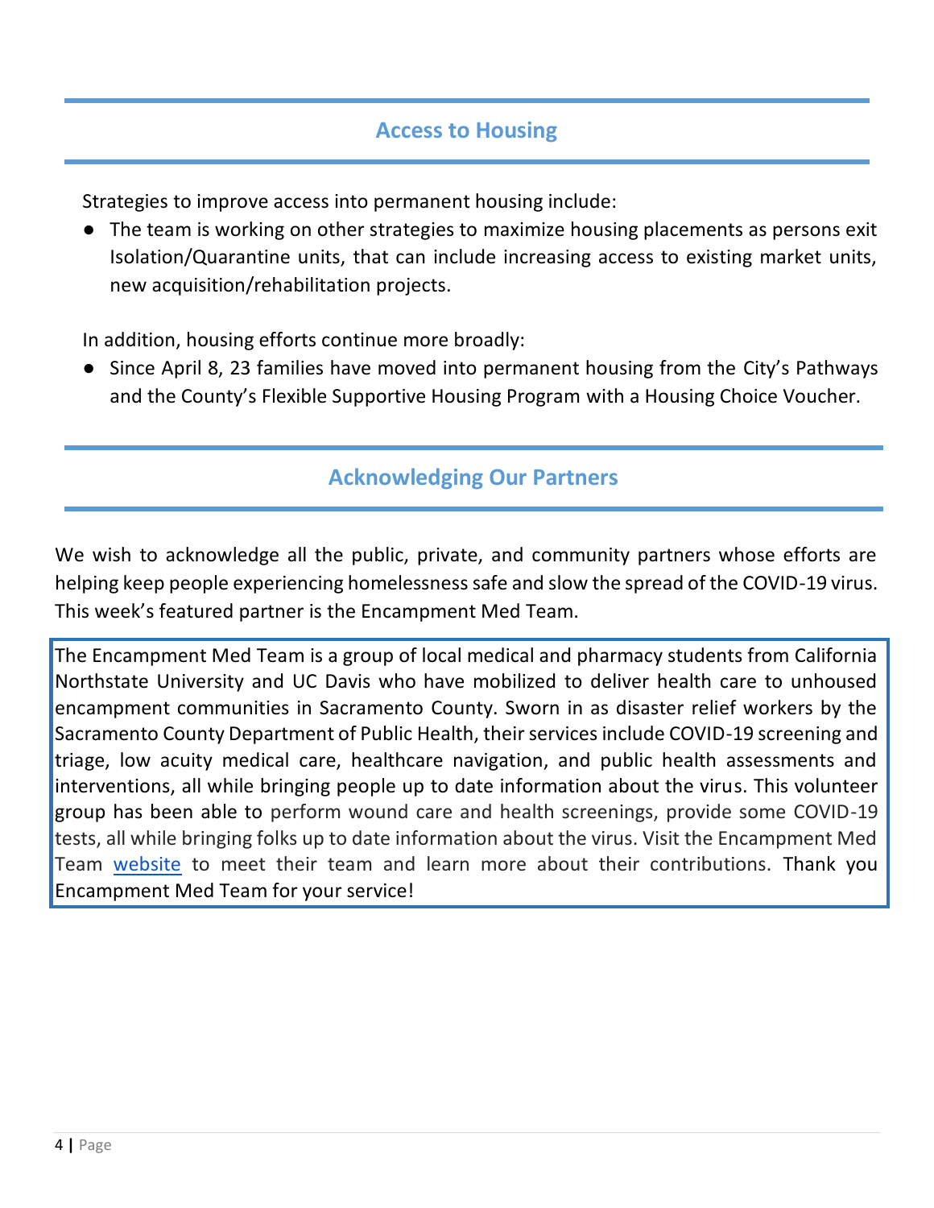## Access to Housing

Strategies to improve access into permanent housing include:

- The team is working on other strategies to maximize housing placements as persons exit Isolation/Quarantine units, that can include increasing access to existing market units, new acquisition/rehabilitation projects.

In addition, housing efforts continue more broadly:

- Since April 8, 23 families have moved into permanent housing from the City's Pathways and the County's Flexible Supportive Housing Program with a Housing Choice Voucher.

## Acknowledging Our Partners

We wish to acknowledge all the public, private, and community partners whose efforts are helping keep people experiencing homelessness safe and slow the spread of the COVID-19 virus. This week's featured partner is the Encampment Med Team.

The Encampment Med Team is a group of local medical and pharmacy students from California Northstate University and UC Davis who have mobilized to deliver health care to unhoused encampment communities in Sacramento County. Sworn in as disaster relief workers by the Sacramento County Department of Public Health, their services include COVID-19 screening and triage, low acuity medical care, healthcare navigation, and public health assessments and interventions, all while bringing people up to date information about the virus. This volunteer group has been able to perform wound care and health screenings, provide some COVID-19 tests, all while bringing folks up to date information about the virus. Visit the Encampment Med Team website to meet their team and learn more about their contributions. Thank you Encampment Med Team for your service!